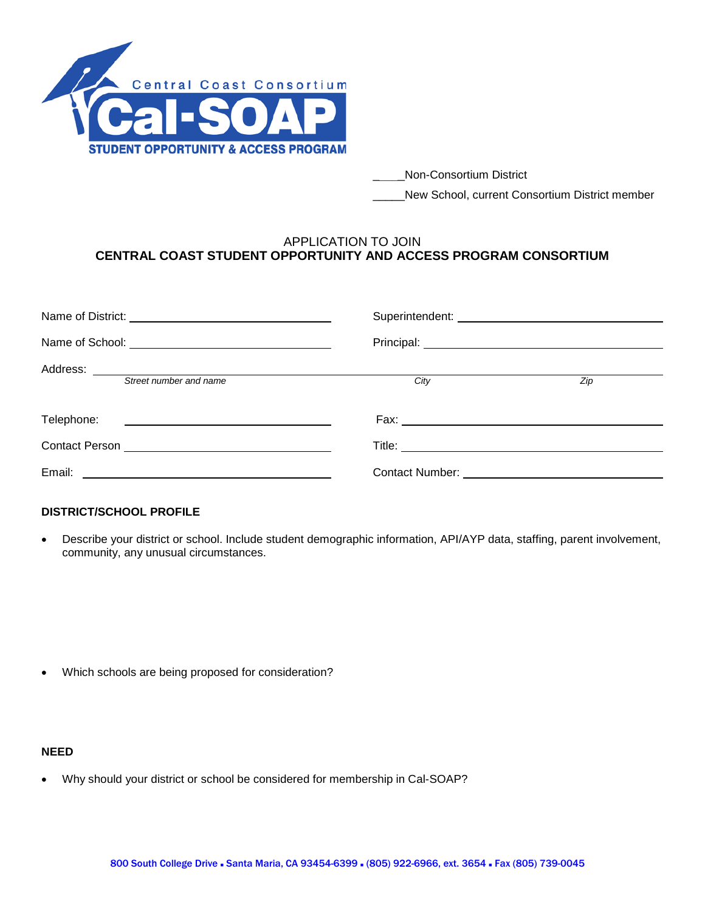Central Coast Consortium
**Cal-SOAP**
**STUDENT OPPORTUNITY & ACCESS PROGRAM**

_____Non-Consortium District

_____New School, current Consortium District member

APPLICATION TO JOIN
**CENTRAL COAST STUDENT OPPORTUNITY AND ACCESS PROGRAM CONSORTIUM**

Name of District: ______________________________ Superintendent: ______________________________

Name of School: ______________________________ Principal: ______________________________

Address: ______________________________________________________________________
*Street number and name* *City* *Zip*

Telephone: ______________________________ Fax: ______________________________

Contact Person ______________________________ Title: ______________________________

Email: ______________________________ Contact Number: ______________________________

**DISTRICT/SCHOOL PROFILE**

- Describe your district or school. Include student demographic information, API/AYP data, staffing, parent involvement, community, any unusual circumstances.

- Which schools are being proposed for consideration?

**NEED**

- Why should your district or school be considered for membership in Cal-SOAP?

800 South College Drive ▪ Santa Maria, CA 93454-6399 ▪ (805) 922-6966, ext. 3654 ▪ Fax (805) 739-0045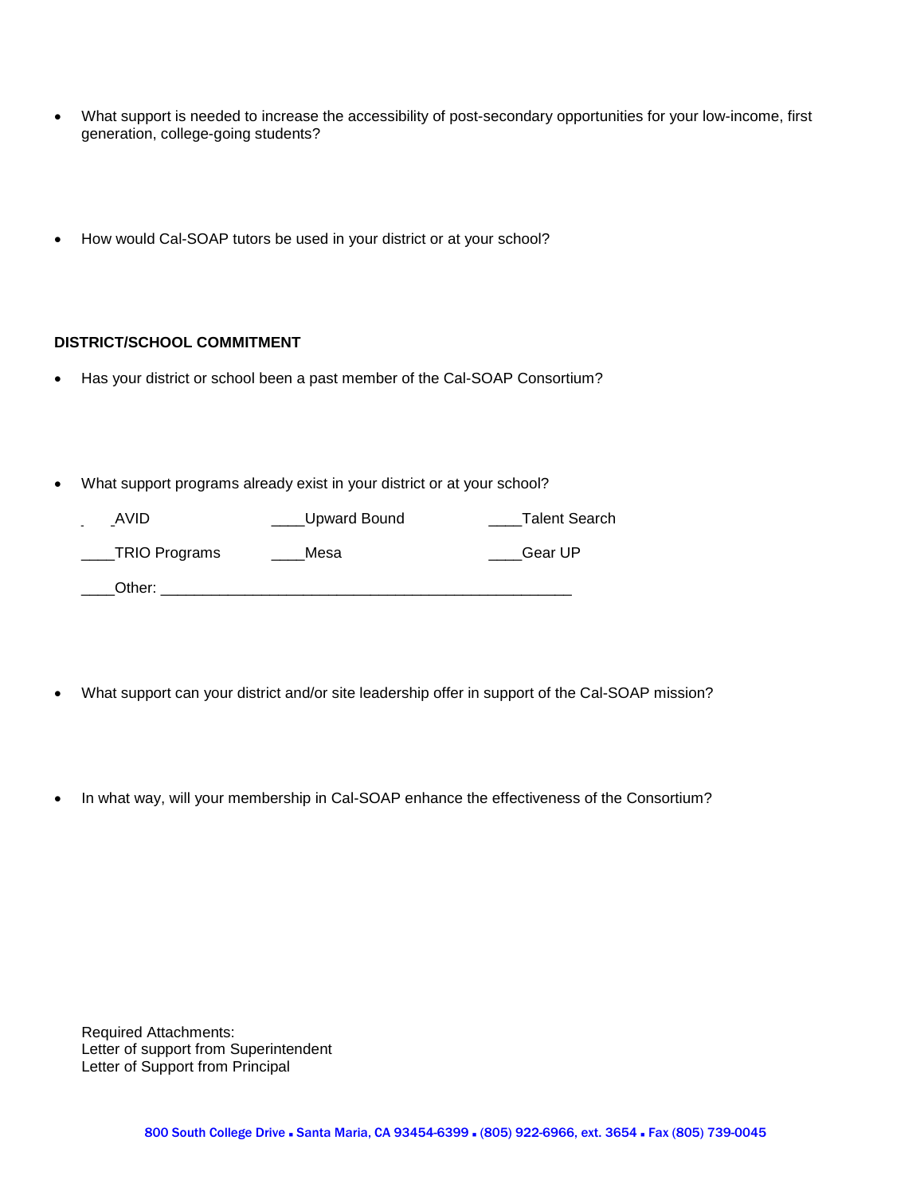- What support is needed to increase the accessibility of post-secondary opportunities for your low-income, first generation, college-going students?

- How would Cal-SOAP tutors be used in your district or at your school?

**DISTRICT/SCHOOL COMMITMENT**

- Has your district or school been a past member of the Cal-SOAP Consortium?

- What support programs already exist in your district or at your school?

| | | |
|---|---|---|
| ____AVID | ____Upward Bound | ____Talent Search |
| ____TRIO Programs | ____Mesa | ____Gear UP |

____Other: __________________________________________________

- What support can your district and/or site leadership offer in support of the Cal-SOAP mission?

- In what way, will your membership in Cal-SOAP enhance the effectiveness of the Consortium?

Required Attachments:
Letter of support from Superintendent
Letter of Support from Principal

800 South College Drive ▪ Santa Maria, CA 93454-6399 ▪ (805) 922-6966, ext. 3654 ▪ Fax (805) 739-0045